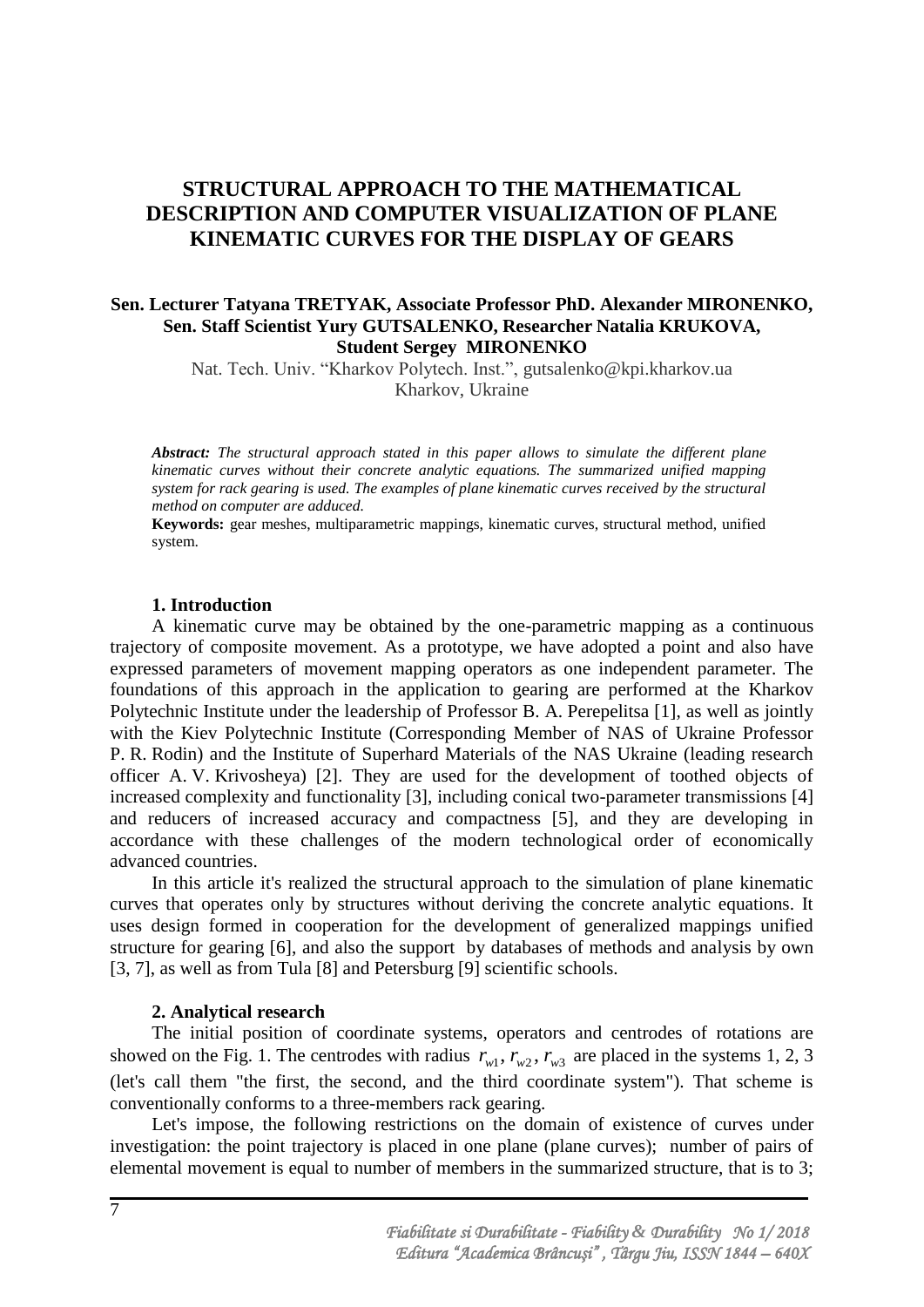# STRUCTURAL APPROACH TO THE MATHEMATICAL DESCRIPTION AND COMPUTER VISUALIZATION OF PLANE KINEMATIC CURVES FOR THE DISPLAY OF GEARS

**Sen. Lecturer Tatyana TRETYAK, Associate Professor PhD. Alexander MIRONENKO, Sen. Staff Scientist Yury GUTSALENKO, Researcher Natalia KRUKOVA, Student Sergey MIRONENKO**

Nat. Tech. Univ. "Kharkov Polytech. Inst.", gutsalenko@kpi.kharkov.ua
Kharkov, Ukraine

***Abstract:** The structural approach stated in this paper allows to simulate the different plane kinematic curves without their concrete analytic equations. The summarized unified mapping system for rack gearing is used. The examples of plane kinematic curves received by the structural method on computer are adduced.*

**Keywords:** gear meshes, multiparametric mappings, kinematic curves, structural method, unified system.

### 1. Introduction

A kinematic curve may be obtained by the one-parametric mapping as a continuous trajectory of composite movement. As a prototype, we have adopted a point and also have expressed parameters of movement mapping operators as one independent parameter. The foundations of this approach in the application to gearing are performed at the Kharkov Polytechnic Institute under the leadership of Professor B. A. Perepelitsa [1], as well as jointly with the Kiev Polytechnic Institute (Corresponding Member of NAS of Ukraine Professor P. R. Rodin) and the Institute of Superhard Materials of the NAS Ukraine (leading research officer A. V. Krivosheya) [2]. They are used for the development of toothed objects of increased complexity and functionality [3], including conical two-parameter transmissions [4] and reducers of increased accuracy and compactness [5], and they are developing in accordance with these challenges of the modern technological order of economically advanced countries.

In this article it's realized the structural approach to the simulation of plane kinematic curves that operates only by structures without deriving the concrete analytic equations. It uses design formed in cooperation for the development of generalized mappings unified structure for gearing [6], and also the support by databases of methods and analysis by own [3, 7], as well as from Tula [8] and Petersburg [9] scientific schools.

### 2. Analytical research

The initial position of coordinate systems, operators and centrodes of rotations are showed on the Fig. 1. The centrodes with radius $r_{w1}, r_{w2}, r_{w3}$ are placed in the systems 1, 2, 3 (let's call them "the first, the second, and the third coordinate system"). That scheme is conventionally conforms to a three-members rack gearing.

Let's impose, the following restrictions on the domain of existence of curves under investigation: the point trajectory is placed in one plane (plane curves); number of pairs of elemental movement is equal to number of members in the summarized structure, that is to 3;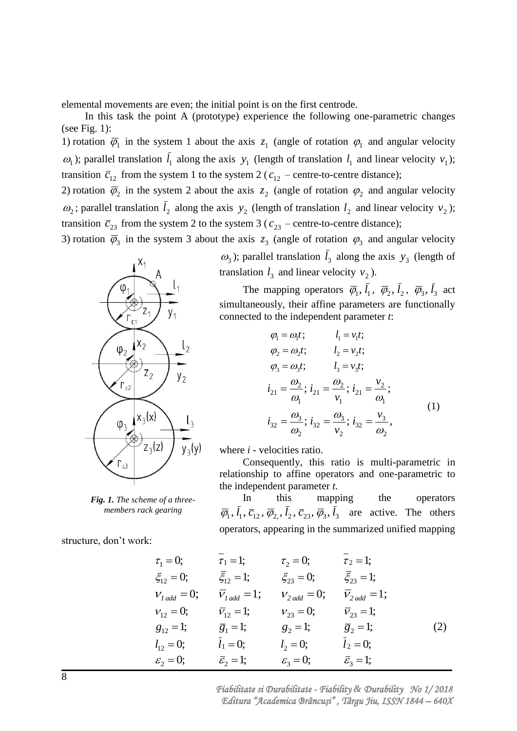elemental movements are even; the initial point is on the first centrode.

In this task the point A (prototype) experience the following one-parametric changes (see Fig. 1):

1) rotation $\overline{\varphi}_1$ in the system 1 about the axis $z_1$ (angle of rotation $\varphi_1$ and angular velocity $\omega_1$); parallel translation $\bar{l}_1$ along the axis $y_1$ (length of translation $l_1$ and linear velocity $v_1$); transition $\bar{c}_{12}$ from the system 1 to the system 2 ($c_{12}$ – centre-to-centre distance);

2) rotation $\overline{\varphi}_2$ in the system 2 about the axis $z_2$ (angle of rotation $\varphi_2$ and angular velocity $\omega_2$; parallel translation $\bar{l}_2$ along the axis $y_2$ (length of translation $l_2$ and linear velocity $v_2$); transition $\bar{c}_{23}$ from the system 2 to the system 3 ($c_{23}$ – centre-to-centre distance);

3) rotation $\overline{\varphi}_3$ in the system 3 about the axis $z_3$ (angle of rotation $\varphi_3$ and angular velocity $\omega_3$); parallel translation $\bar{l}_3$ along the axis $y_3$ (length of translation $l_3$ and linear velocity $v_2$).

*Fig. 1. The scheme of a three-members rack gearing*

The mapping operators $\overline{\varphi}_1, \bar{l}_1$, $\overline{\varphi}_2, \bar{l}_2$, $\overline{\varphi}_3, \bar{l}_3$ act simultaneously, their affine parameters are functionally connected to the independent parameter *t*:

$$
\begin{aligned}
&\varphi_1 = \omega_1 t; \qquad l_1 = v_1 t; \\
&\varphi_2 = \omega_2 t; \qquad l_2 = v_2 t; \\
&\varphi_3 = \omega_3 t; \qquad l_3 = v_3 t; \\
&i_{21} = \frac{\omega_2}{\omega_1};\; i_{21} = \frac{\omega_2}{v_1};\; i_{21} = \frac{v_2}{\omega_1}; \\
&i_{32} = \frac{\omega_3}{\omega_2};\; i_{32} = \frac{\omega_3}{v_2};\; i_{32} = \frac{v_3}{\omega_2},
\end{aligned}
\tag{1}
$$

where *i* - velocities ratio.

Consequently, this ratio is multi-parametric in relationship to affine operators and one-parametric to the independent parameter *t*.

In this mapping the operators $\overline{\varphi}_1, \bar{l}_1, \bar{c}_{12}, \overline{\varphi}_2, \bar{l}_2, \bar{c}_{23}, \overline{\varphi}_3, \bar{l}_3$ are active. The others operators, appearing in the summarized unified mapping structure, don't work:

$$
\begin{array}{llll}
\tau_1 = 0; & \overline{\tau}_1 = 1; & \tau_2 = 0; & \overline{\tau}_2 = 1; \\
\xi_{12} = 0; & \overline{\xi}_{12} = 1; & \xi_{23} = 0; & \overline{\xi}_{23} = 1; \\
\nu_{1\,add} = 0; & \overline{\nu}_{1\,add} = 1; & \nu_{2\,add} = 0; & \overline{\nu}_{2\,add} = 1; \\
\nu_{12} = 0; & \overline{\nu}_{12} = 1; & \nu_{23} = 0; & \overline{\nu}_{23} = 1; \\
g_{12} = 1; & \overline{g}_1 = 1; & g_2 = 1; & \overline{g}_2 = 1; \\
l_{12} = 0; & \bar{l}_1 = 0; & l_2 = 0; & \bar{l}_2 = 0; \\
\varepsilon_2 = 0; & \overline{\varepsilon}_2 = 1; & \varepsilon_3 = 0; & \overline{\varepsilon}_3 = 1;
\end{array}
\tag{2}
$$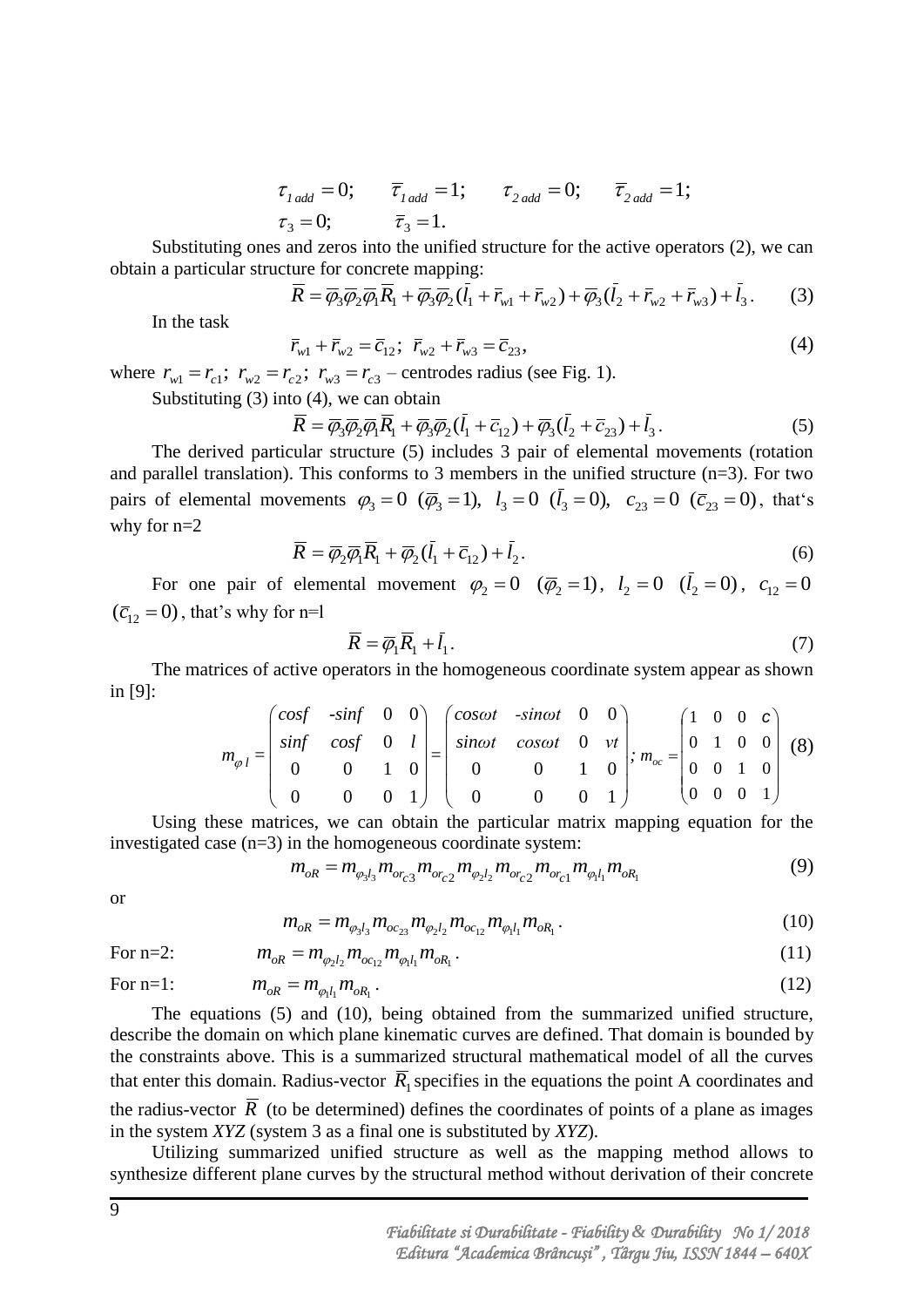$$\tau_{1\,add} = 0; \qquad \bar{\tau}_{1\,add} = 1; \qquad \tau_{2\,add} = 0; \qquad \bar{\tau}_{2\,add} = 1;$$
$$\tau_3 = 0; \qquad \bar{\tau}_3 = 1.$$

Substituting ones and zeros into the unified structure for the active operators (2), we can obtain a particular structure for concrete mapping:

$$\bar{R} = \bar{\varphi}_3\bar{\varphi}_2\bar{\varphi}_1\bar{R}_1 + \bar{\varphi}_3\bar{\varphi}_2(\bar{l}_1 + \bar{r}_{w1} + \bar{r}_{w2}) + \bar{\varphi}_3(\bar{l}_2 + \bar{r}_{w2} + \bar{r}_{w3}) + \bar{l}_3. \tag{3}$$

In the task

$$\bar{r}_{w1} + \bar{r}_{w2} = \bar{c}_{12};\ \ \bar{r}_{w2} + \bar{r}_{w3} = \bar{c}_{23}, \tag{4}$$

where $r_{w1} = r_{c1};\ r_{w2} = r_{c2};\ r_{w3} = r_{c3}$ – centrodes radius (see Fig. 1).

Substituting (3) into (4), we can obtain

$$\bar{R} = \bar{\varphi}_3\bar{\varphi}_2\bar{\varphi}_1\bar{R}_1 + \bar{\varphi}_3\bar{\varphi}_2(\bar{l}_1 + \bar{c}_{12}) + \bar{\varphi}_3(\bar{l}_2 + \bar{c}_{23}) + \bar{l}_3. \tag{5}$$

The derived particular structure (5) includes 3 pair of elemental movements (rotation and parallel translation). This conforms to 3 members in the unified structure (n=3). For two pairs of elemental movements $\varphi_3 = 0\ \ (\bar{\varphi}_3 = 1),\ \ l_3 = 0\ \ (\bar{l}_3 = 0),\ \ c_{23} = 0\ \ (\bar{c}_{23} = 0)$, that's why for n=2

$$\bar{R} = \bar{\varphi}_2\bar{\varphi}_1\bar{R}_1 + \bar{\varphi}_2(\bar{l}_1 + \bar{c}_{12}) + \bar{l}_2. \tag{6}$$

For one pair of elemental movement $\varphi_2 = 0\ \ (\bar{\varphi}_2 = 1),\ \ l_2 = 0\ \ (\bar{l}_2 = 0),\ \ c_{12} = 0$ $(\bar{c}_{12} = 0)$, that's why for n=l

$$\bar{R} = \bar{\varphi}_1\bar{R}_1 + \bar{l}_1. \tag{7}$$

The matrices of active operators in the homogeneous coordinate system appear as shown in [9]:

$$m_{\varphi\, l} = \begin{pmatrix} cosf & -sinf & 0 & 0 \\ sinf & cosf & 0 & l \\ 0 & 0 & 1 & 0 \\ 0 & 0 & 0 & 1 \end{pmatrix} = \begin{pmatrix} cos\omega t & -sin\omega t & 0 & 0 \\ sin\omega t & cos\omega t & 0 & vt \\ 0 & 0 & 1 & 0 \\ 0 & 0 & 0 & 1 \end{pmatrix};\ m_{oc} = \begin{pmatrix} 1 & 0 & 0 & c \\ 0 & 1 & 0 & 0 \\ 0 & 0 & 1 & 0 \\ 0 & 0 & 0 & 1 \end{pmatrix} \tag{8}$$

Using these matrices, we can obtain the particular matrix mapping equation for the investigated case (n=3) in the homogeneous coordinate system:

$$m_{oR} = m_{\varphi_3 l_3} m_{or_{c3}} m_{or_{c2}} m_{\varphi_2 l_2} m_{or_{c2}} m_{or_{c1}} m_{\varphi_1 l_1} m_{oR_1} \tag{9}$$

or

$$m_{oR} = m_{\varphi_3 l_3} m_{oc_{23}} m_{\varphi_2 l_2} m_{oc_{12}} m_{\varphi_1 l_1} m_{oR_1}. \tag{10}$$

For n=2: $$m_{oR} = m_{\varphi_2 l_2} m_{oc_{12}} m_{\varphi_1 l_1} m_{oR_1}. \tag{11}$$

For n=1: $$m_{oR} = m_{\varphi_1 l_1} m_{oR_1}. \tag{12}$$

The equations (5) and (10), being obtained from the summarized unified structure, describe the domain on which plane kinematic curves are defined. That domain is bounded by the constraints above. This is a summarized structural mathematical model of all the curves that enter this domain. Radius-vector $\bar{R}_1$ specifies in the equations the point A coordinates and the radius-vector $\bar{R}$ (to be determined) defines the coordinates of points of a plane as images in the system *XYZ* (system 3 as a final one is substituted by *XYZ*).

Utilizing summarized unified structure as well as the mapping method allows to synthesize different plane curves by the structural method without derivation of their concrete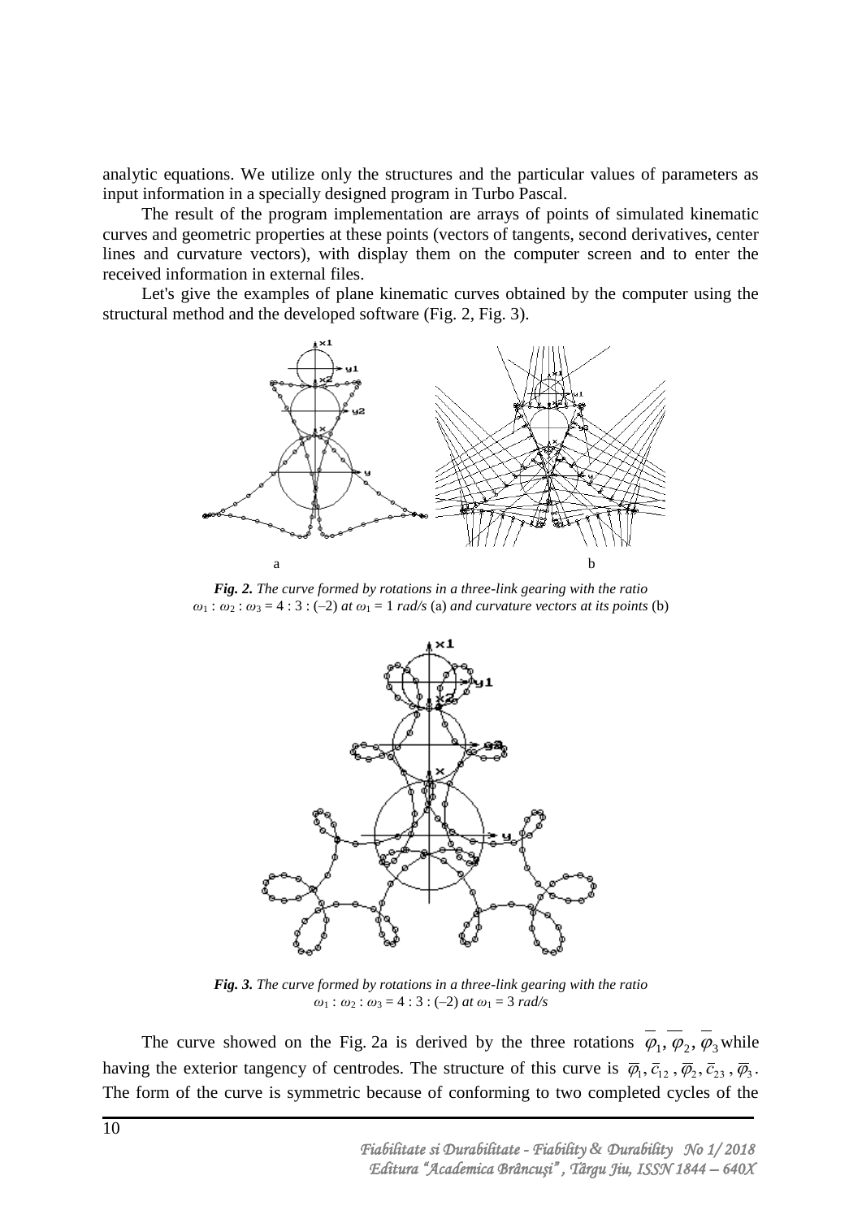analytic equations. We utilize only the structures and the particular values of parameters as input information in a specially designed program in Turbo Pascal.

The result of the program implementation are arrays of points of simulated kinematic curves and geometric properties at these points (vectors of tangents, second derivatives, center lines and curvature vectors), with display them on the computer screen and to enter the received information in external files.

Let's give the examples of plane kinematic curves obtained by the computer using the structural method and the developed software (Fig. 2, Fig. 3).

a

b

***Fig. 2.*** *The curve formed by rotations in a three-link gearing with the ratio* $\omega_1 : \omega_2 : \omega_3 = 4 : 3 : (-2)$ *at* $\omega_1 = 1$ *rad/s* (a) *and curvature vectors at its points* (b)

***Fig. 3.*** *The curve formed by rotations in a three-link gearing with the ratio* $\omega_1 : \omega_2 : \omega_3 = 4 : 3 : (-2)$ *at* $\omega_1 = 3$ *rad/s*

The curve showed on the Fig. 2a is derived by the three rotations $\overline{\varphi}_1, \overline{\varphi}_2, \overline{\varphi}_3$ while having the exterior tangency of centrodes. The structure of this curve is $\overline{\varphi}_1, \overline{c}_{12}, \overline{\varphi}_2, \overline{c}_{23}, \overline{\varphi}_3$. The form of the curve is symmetric because of conforming to two completed cycles of the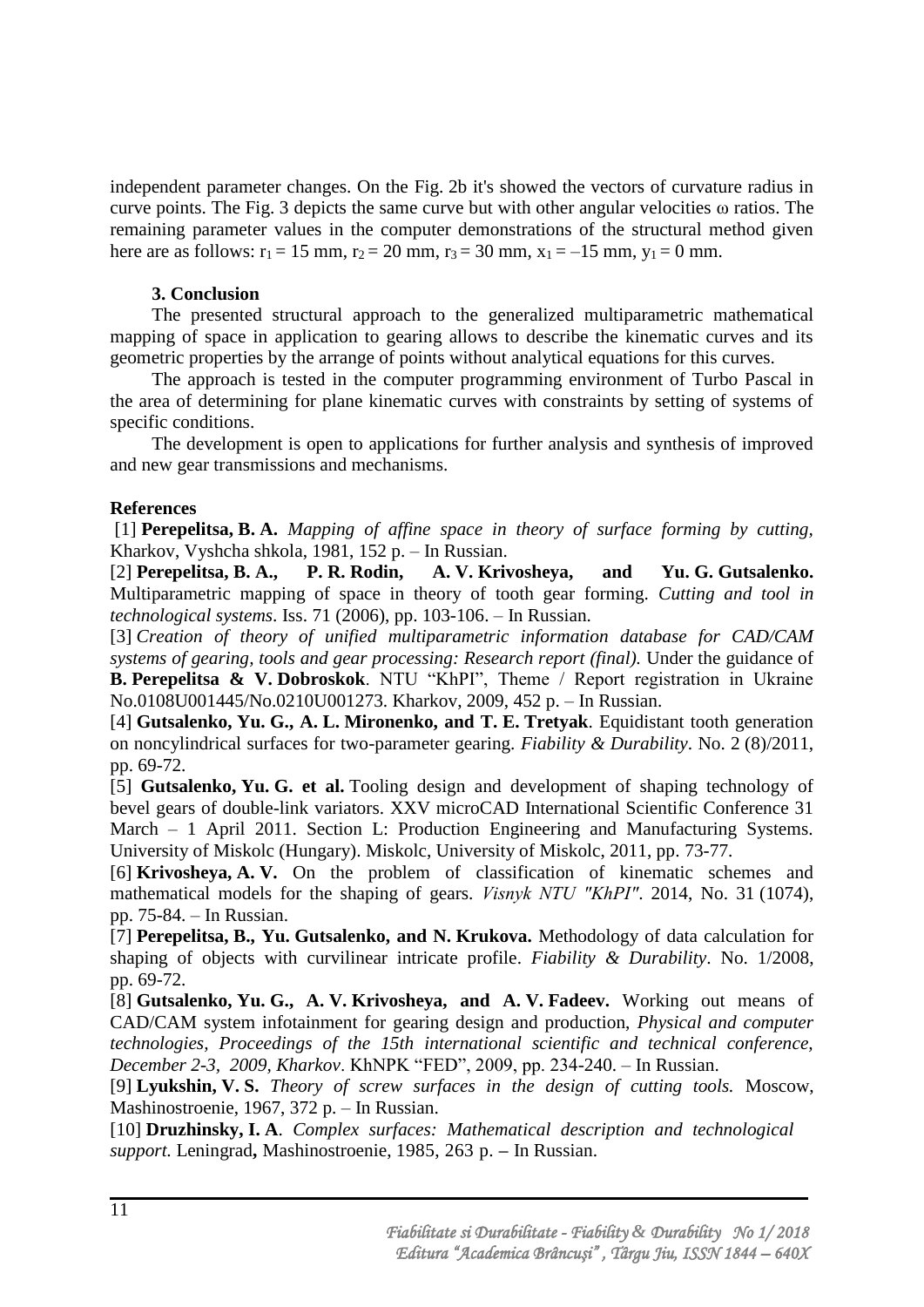independent parameter changes. On the Fig. 2b it's showed the vectors of curvature radius in curve points. The Fig. 3 depicts the same curve but with other angular velocities ω ratios. The remaining parameter values in the computer demonstrations of the structural method given here are as follows: $r_1 = 15$ mm, $r_2 = 20$ mm, $r_3 = 30$ mm, $x_1 = -15$ mm, $y_1 = 0$ mm.

### 3. Conclusion

The presented structural approach to the generalized multiparametric mathematical mapping of space in application to gearing allows to describe the kinematic curves and its geometric properties by the arrange of points without analytical equations for this curves.

The approach is tested in the computer programming environment of Turbo Pascal in the area of determining for plane kinematic curves with constraints by setting of systems of specific conditions.

The development is open to applications for further analysis and synthesis of improved and new gear transmissions and mechanisms.

### References

[1] **Perepelitsa, B. A.** *Mapping of affine space in theory of surface forming by cutting*, Kharkov, Vyshcha shkola, 1981, 152 p. – In Russian.

[2] **Perepelitsa, B. A., P. R. Rodin, A. V. Krivosheya, and Yu. G. Gutsalenko.** Multiparametric mapping of space in theory of tooth gear forming. *Cutting and tool in technological systems*. Iss. 71 (2006), pp. 103-106. – In Russian.

[3] *Creation of theory of unified multiparametric information database for CAD/CAM systems of gearing, tools and gear processing: Research report (final).* Under the guidance of **B. Perepelitsa & V. Dobroskok**. NTU "KhPI", Theme / Report registration in Ukraine No.0108U001445/No.0210U001273. Kharkov, 2009, 452 p. – In Russian.

[4] **Gutsalenko, Yu. G., A. L. Mironenko, and T. E. Tretyak**. Equidistant tooth generation on noncylindrical surfaces for two-parameter gearing. *Fiability & Durability*. No. 2 (8)/2011, pp. 69-72.

[5] **Gutsalenko, Yu. G. et al.** Tooling design and development of shaping technology of bevel gears of double-link variators. XXV microCAD International Scientific Conference 31 March – 1 April 2011. Section L: Production Engineering and Manufacturing Systems. University of Miskolc (Hungary). Miskolc, University of Miskolc, 2011, pp. 73-77.

[6] **Krivosheya, A. V.** On the problem of classification of kinematic schemes and mathematical models for the shaping of gears. *Visnyk NTU "KhPI"*. 2014, No. 31 (1074), pp. 75-84. – In Russian.

[7] **Perepelitsa, B., Yu. Gutsalenko, and N. Krukova.** Methodology of data calculation for shaping of objects with curvilinear intricate profile. *Fiability & Durability*. No. 1/2008, pp. 69-72.

[8] **Gutsalenko, Yu. G., A. V. Krivosheya, and A. V. Fadeev.** Working out means of CAD/CAM system infotainment for gearing design and production, *Physical and computer technologies, Proceedings of the 15th international scientific and technical conference, December 2-3, 2009, Kharkov*. KhNPK "FED", 2009, pp. 234-240. – In Russian.

[9] **Lyukshin, V. S.** *Theory of screw surfaces in the design of cutting tools.* Moscow, Mashinostroenie, 1967, 372 p. – In Russian.

[10] **Druzhinsky, I. A**. *Complex surfaces: Mathematical description and technological support.* Leningrad**,** Mashinostroenie, 1985, 263 p. **–** In Russian.